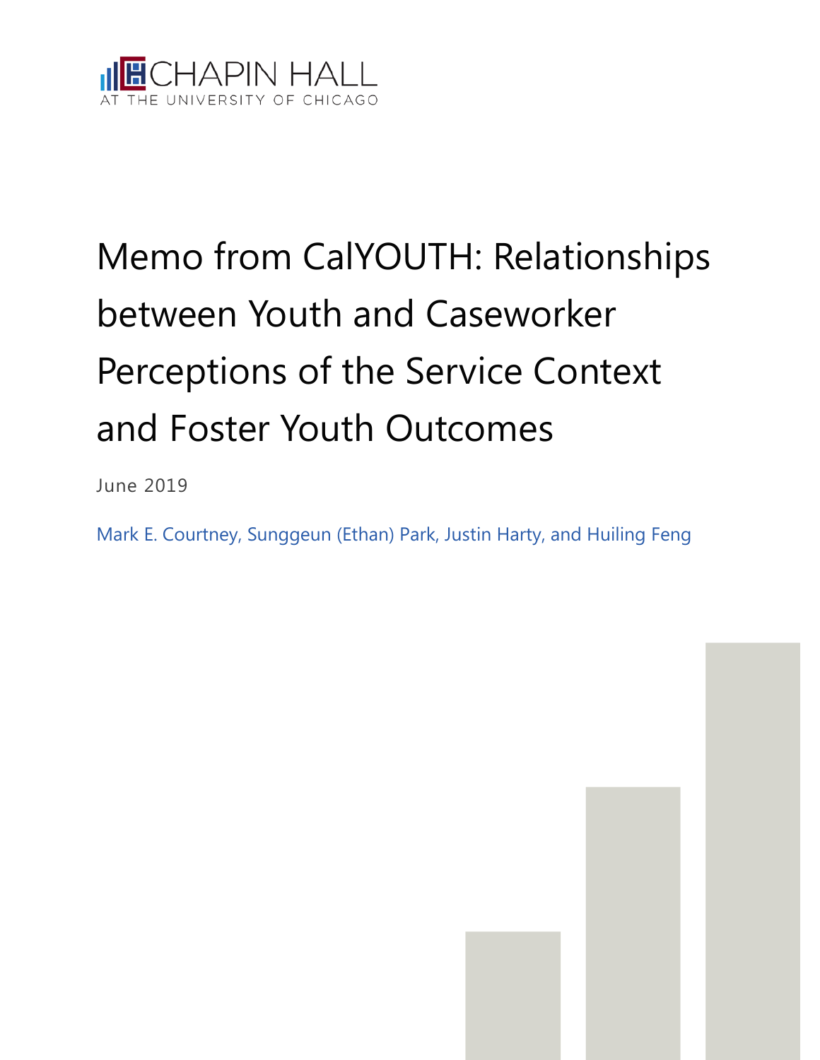CHAPIN HALL
AT THE UNIVERSITY OF CHICAGO

# Memo from CalYOUTH: Relationships between Youth and Caseworker Perceptions of the Service Context and Foster Youth Outcomes

June 2019

Mark E. Courtney, Sunggeun (Ethan) Park, Justin Harty, and Huiling Feng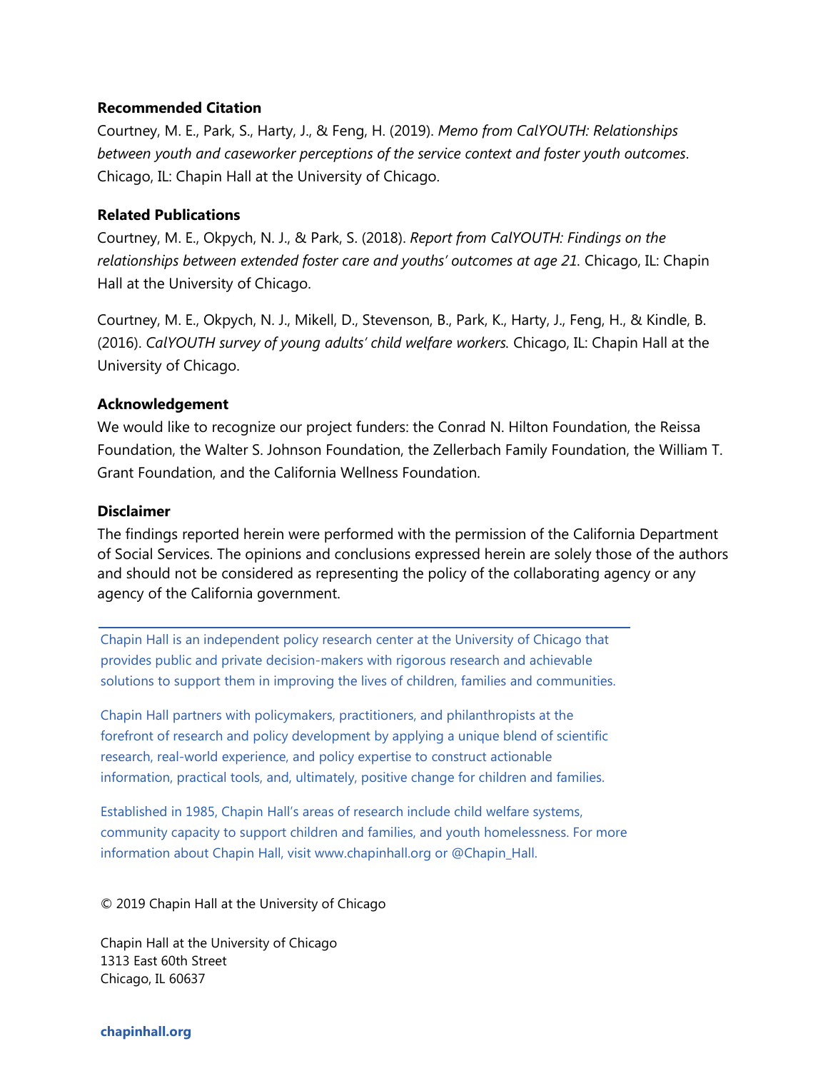**Recommended Citation**

Courtney, M. E., Park, S., Harty, J., & Feng, H. (2019). *Memo from CalYOUTH: Relationships between youth and caseworker perceptions of the service context and foster youth outcomes*. Chicago, IL: Chapin Hall at the University of Chicago.

**Related Publications**

Courtney, M. E., Okpych, N. J., & Park, S. (2018). *Report from CalYOUTH: Findings on the relationships between extended foster care and youths' outcomes at age 21.* Chicago, IL: Chapin Hall at the University of Chicago.

Courtney, M. E., Okpych, N. J., Mikell, D., Stevenson, B., Park, K., Harty, J., Feng, H., & Kindle, B. (2016). *CalYOUTH survey of young adults' child welfare workers.* Chicago, IL: Chapin Hall at the University of Chicago.

**Acknowledgement**

We would like to recognize our project funders: the Conrad N. Hilton Foundation, the Reissa Foundation, the Walter S. Johnson Foundation, the Zellerbach Family Foundation, the William T. Grant Foundation, and the California Wellness Foundation.

**Disclaimer**

The findings reported herein were performed with the permission of the California Department of Social Services. The opinions and conclusions expressed herein are solely those of the authors and should not be considered as representing the policy of the collaborating agency or any agency of the California government.

---

Chapin Hall is an independent policy research center at the University of Chicago that provides public and private decision-makers with rigorous research and achievable solutions to support them in improving the lives of children, families and communities.

Chapin Hall partners with policymakers, practitioners, and philanthropists at the forefront of research and policy development by applying a unique blend of scientific research, real-world experience, and policy expertise to construct actionable information, practical tools, and, ultimately, positive change for children and families.

Established in 1985, Chapin Hall's areas of research include child welfare systems, community capacity to support children and families, and youth homelessness. For more information about Chapin Hall, visit www.chapinhall.org or @Chapin_Hall.

© 2019 Chapin Hall at the University of Chicago

Chapin Hall at the University of Chicago
1313 East 60th Street
Chicago, IL 60637

**chapinhall.org**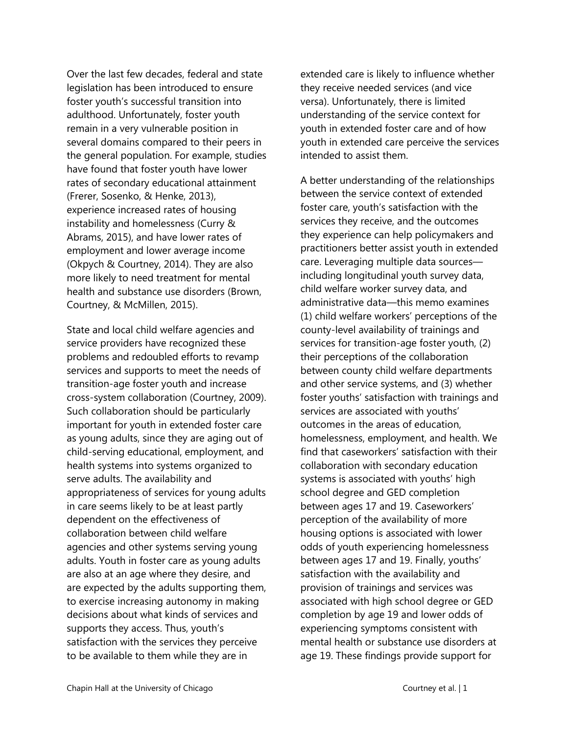Over the last few decades, federal and state legislation has been introduced to ensure foster youth's successful transition into adulthood. Unfortunately, foster youth remain in a very vulnerable position in several domains compared to their peers in the general population. For example, studies have found that foster youth have lower rates of secondary educational attainment (Frerer, Sosenko, & Henke, 2013), experience increased rates of housing instability and homelessness (Curry & Abrams, 2015), and have lower rates of employment and lower average income (Okpych & Courtney, 2014). They are also more likely to need treatment for mental health and substance use disorders (Brown, Courtney, & McMillen, 2015).

State and local child welfare agencies and service providers have recognized these problems and redoubled efforts to revamp services and supports to meet the needs of transition-age foster youth and increase cross-system collaboration (Courtney, 2009). Such collaboration should be particularly important for youth in extended foster care as young adults, since they are aging out of child-serving educational, employment, and health systems into systems organized to serve adults. The availability and appropriateness of services for young adults in care seems likely to be at least partly dependent on the effectiveness of collaboration between child welfare agencies and other systems serving young adults. Youth in foster care as young adults are also at an age where they desire, and are expected by the adults supporting them, to exercise increasing autonomy in making decisions about what kinds of services and supports they access. Thus, youth's satisfaction with the services they perceive to be available to them while they are in extended care is likely to influence whether they receive needed services (and vice versa). Unfortunately, there is limited understanding of the service context for youth in extended foster care and of how youth in extended care perceive the services intended to assist them.

A better understanding of the relationships between the service context of extended foster care, youth's satisfaction with the services they receive, and the outcomes they experience can help policymakers and practitioners better assist youth in extended care. Leveraging multiple data sources—including longitudinal youth survey data, child welfare worker survey data, and administrative data—this memo examines (1) child welfare workers' perceptions of the county-level availability of trainings and services for transition-age foster youth, (2) their perceptions of the collaboration between county child welfare departments and other service systems, and (3) whether foster youths' satisfaction with trainings and services are associated with youths' outcomes in the areas of education, homelessness, employment, and health. We find that caseworkers' satisfaction with their collaboration with secondary education systems is associated with youths' high school degree and GED completion between ages 17 and 19. Caseworkers' perception of the availability of more housing options is associated with lower odds of youth experiencing homelessness between ages 17 and 19. Finally, youths' satisfaction with the availability and provision of trainings and services was associated with high school degree or GED completion by age 19 and lower odds of experiencing symptoms consistent with mental health or substance use disorders at age 19. These findings provide support for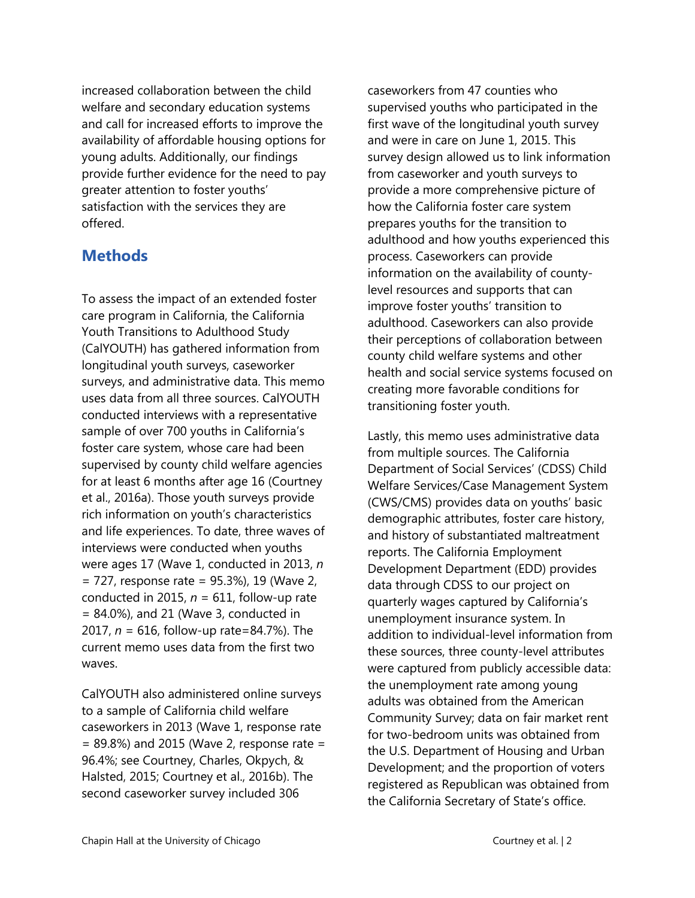increased collaboration between the child welfare and secondary education systems and call for increased efforts to improve the availability of affordable housing options for young adults. Additionally, our findings provide further evidence for the need to pay greater attention to foster youths' satisfaction with the services they are offered.

## Methods

To assess the impact of an extended foster care program in California, the California Youth Transitions to Adulthood Study (CalYOUTH) has gathered information from longitudinal youth surveys, caseworker surveys, and administrative data. This memo uses data from all three sources. CalYOUTH conducted interviews with a representative sample of over 700 youths in California's foster care system, whose care had been supervised by county child welfare agencies for at least 6 months after age 16 (Courtney et al., 2016a). Those youth surveys provide rich information on youth's characteristics and life experiences. To date, three waves of interviews were conducted when youths were ages 17 (Wave 1, conducted in 2013, *n* = 727, response rate = 95.3%), 19 (Wave 2, conducted in 2015, *n* = 611, follow-up rate = 84.0%), and 21 (Wave 3, conducted in 2017, *n* = 616, follow-up rate=84.7%). The current memo uses data from the first two waves.

CalYOUTH also administered online surveys to a sample of California child welfare caseworkers in 2013 (Wave 1, response rate = 89.8%) and 2015 (Wave 2, response rate = 96.4%; see Courtney, Charles, Okpych, & Halsted, 2015; Courtney et al., 2016b). The second caseworker survey included 306 caseworkers from 47 counties who supervised youths who participated in the first wave of the longitudinal youth survey and were in care on June 1, 2015. This survey design allowed us to link information from caseworker and youth surveys to provide a more comprehensive picture of how the California foster care system prepares youths for the transition to adulthood and how youths experienced this process. Caseworkers can provide information on the availability of county-level resources and supports that can improve foster youths' transition to adulthood. Caseworkers can also provide their perceptions of collaboration between county child welfare systems and other health and social service systems focused on creating more favorable conditions for transitioning foster youth.

Lastly, this memo uses administrative data from multiple sources. The California Department of Social Services' (CDSS) Child Welfare Services/Case Management System (CWS/CMS) provides data on youths' basic demographic attributes, foster care history, and history of substantiated maltreatment reports. The California Employment Development Department (EDD) provides data through CDSS to our project on quarterly wages captured by California's unemployment insurance system. In addition to individual-level information from these sources, three county-level attributes were captured from publicly accessible data: the unemployment rate among young adults was obtained from the American Community Survey; data on fair market rent for two-bedroom units was obtained from the U.S. Department of Housing and Urban Development; and the proportion of voters registered as Republican was obtained from the California Secretary of State's office.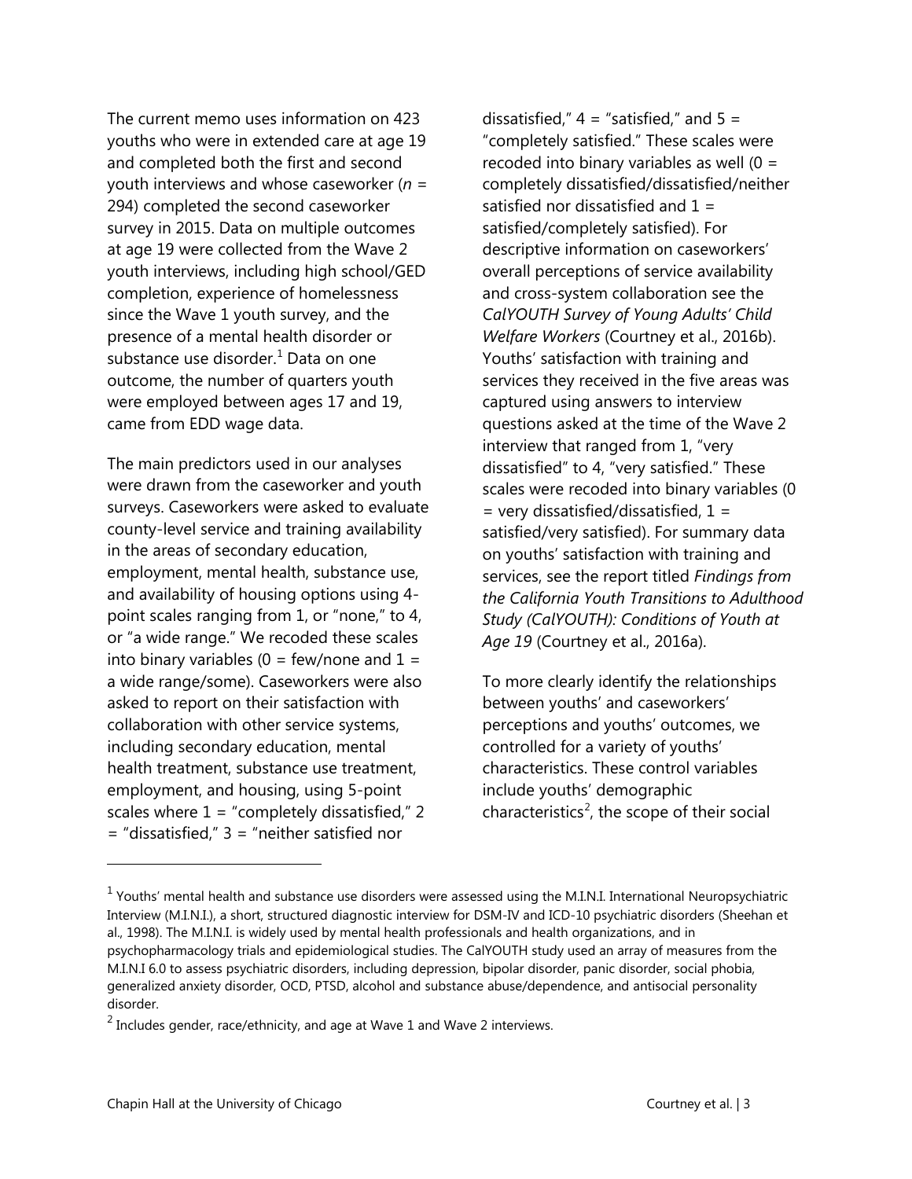The current memo uses information on 423 youths who were in extended care at age 19 and completed both the first and second youth interviews and whose caseworker ($n$ = 294) completed the second caseworker survey in 2015. Data on multiple outcomes at age 19 were collected from the Wave 2 youth interviews, including high school/GED completion, experience of homelessness since the Wave 1 youth survey, and the presence of a mental health disorder or substance use disorder.[1] Data on one outcome, the number of quarters youth were employed between ages 17 and 19, came from EDD wage data.

The main predictors used in our analyses were drawn from the caseworker and youth surveys. Caseworkers were asked to evaluate county-level service and training availability in the areas of secondary education, employment, mental health, substance use, and availability of housing options using 4-point scales ranging from 1, or "none," to 4, or "a wide range." We recoded these scales into binary variables (0 = few/none and 1 = a wide range/some). Caseworkers were also asked to report on their satisfaction with collaboration with other service systems, including secondary education, mental health treatment, substance use treatment, employment, and housing, using 5-point scales where 1 = "completely dissatisfied," 2 = "dissatisfied," 3 = "neither satisfied nor dissatisfied," 4 = "satisfied," and 5 = "completely satisfied." These scales were recoded into binary variables as well (0 = completely dissatisfied/dissatisfied/neither satisfied nor dissatisfied and 1 = satisfied/completely satisfied). For descriptive information on caseworkers' overall perceptions of service availability and cross-system collaboration see the *CalYOUTH Survey of Young Adults' Child Welfare Workers* (Courtney et al., 2016b). Youths' satisfaction with training and services they received in the five areas was captured using answers to interview questions asked at the time of the Wave 2 interview that ranged from 1, "very dissatisfied" to 4, "very satisfied." These scales were recoded into binary variables (0 = very dissatisfied/dissatisfied, 1 = satisfied/very satisfied). For summary data on youths' satisfaction with training and services, see the report titled *Findings from the California Youth Transitions to Adulthood Study (CalYOUTH): Conditions of Youth at Age 19* (Courtney et al., 2016a).

To more clearly identify the relationships between youths' and caseworkers' perceptions and youths' outcomes, we controlled for a variety of youths' characteristics. These control variables include youths' demographic characteristics[2], the scope of their social

[1] Youths' mental health and substance use disorders were assessed using the M.I.N.I. International Neuropsychiatric Interview (M.I.N.I.), a short, structured diagnostic interview for DSM-IV and ICD-10 psychiatric disorders (Sheehan et al., 1998). The M.I.N.I. is widely used by mental health professionals and health organizations, and in psychopharmacology trials and epidemiological studies. The CalYOUTH study used an array of measures from the M.I.N.I 6.0 to assess psychiatric disorders, including depression, bipolar disorder, panic disorder, social phobia, generalized anxiety disorder, OCD, PTSD, alcohol and substance abuse/dependence, and antisocial personality disorder.

[2] Includes gender, race/ethnicity, and age at Wave 1 and Wave 2 interviews.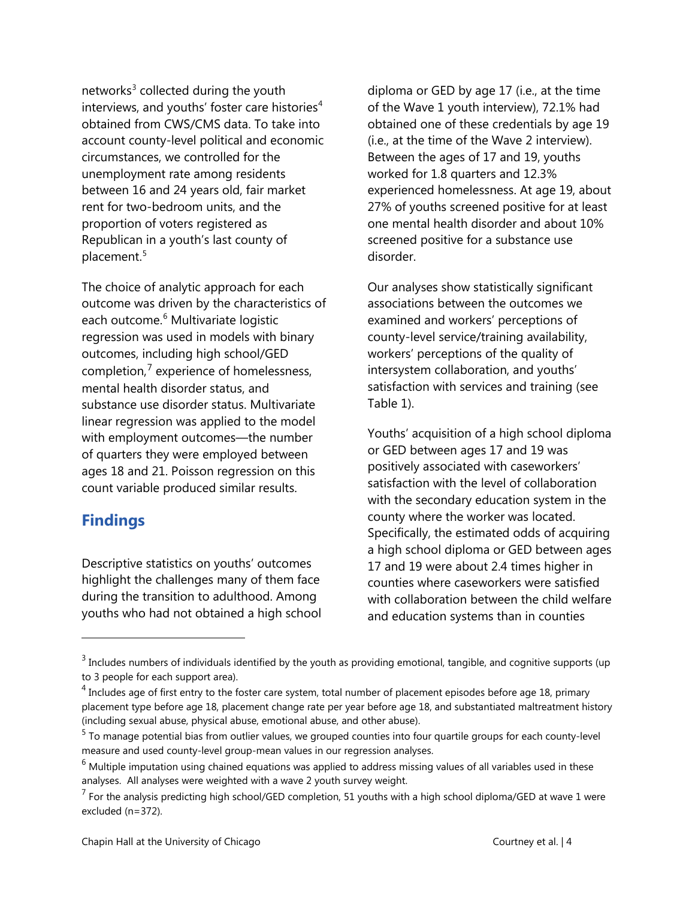networks[3] collected during the youth interviews, and youths' foster care histories[4] obtained from CWS/CMS data. To take into account county-level political and economic circumstances, we controlled for the unemployment rate among residents between 16 and 24 years old, fair market rent for two-bedroom units, and the proportion of voters registered as Republican in a youth's last county of placement.[5]

The choice of analytic approach for each outcome was driven by the characteristics of each outcome.[6] Multivariate logistic regression was used in models with binary outcomes, including high school/GED completion,[7] experience of homelessness, mental health disorder status, and substance use disorder status. Multivariate linear regression was applied to the model with employment outcomes—the number of quarters they were employed between ages 18 and 21. Poisson regression on this count variable produced similar results.

## Findings

Descriptive statistics on youths' outcomes highlight the challenges many of them face during the transition to adulthood. Among youths who had not obtained a high school diploma or GED by age 17 (i.e., at the time of the Wave 1 youth interview), 72.1% had obtained one of these credentials by age 19 (i.e., at the time of the Wave 2 interview). Between the ages of 17 and 19, youths worked for 1.8 quarters and 12.3% experienced homelessness. At age 19, about 27% of youths screened positive for at least one mental health disorder and about 10% screened positive for a substance use disorder.

Our analyses show statistically significant associations between the outcomes we examined and workers' perceptions of county-level service/training availability, workers' perceptions of the quality of intersystem collaboration, and youths' satisfaction with services and training (see Table 1).

Youths' acquisition of a high school diploma or GED between ages 17 and 19 was positively associated with caseworkers' satisfaction with the level of collaboration with the secondary education system in the county where the worker was located. Specifically, the estimated odds of acquiring a high school diploma or GED between ages 17 and 19 were about 2.4 times higher in counties where caseworkers were satisfied with collaboration between the child welfare and education systems than in counties

---

[3] Includes numbers of individuals identified by the youth as providing emotional, tangible, and cognitive supports (up to 3 people for each support area).

[4] Includes age of first entry to the foster care system, total number of placement episodes before age 18, primary placement type before age 18, placement change rate per year before age 18, and substantiated maltreatment history (including sexual abuse, physical abuse, emotional abuse, and other abuse).

[5] To manage potential bias from outlier values, we grouped counties into four quartile groups for each county-level measure and used county-level group-mean values in our regression analyses.

[6] Multiple imputation using chained equations was applied to address missing values of all variables used in these analyses. All analyses were weighted with a wave 2 youth survey weight.

[7] For the analysis predicting high school/GED completion, 51 youths with a high school diploma/GED at wave 1 were excluded (n=372).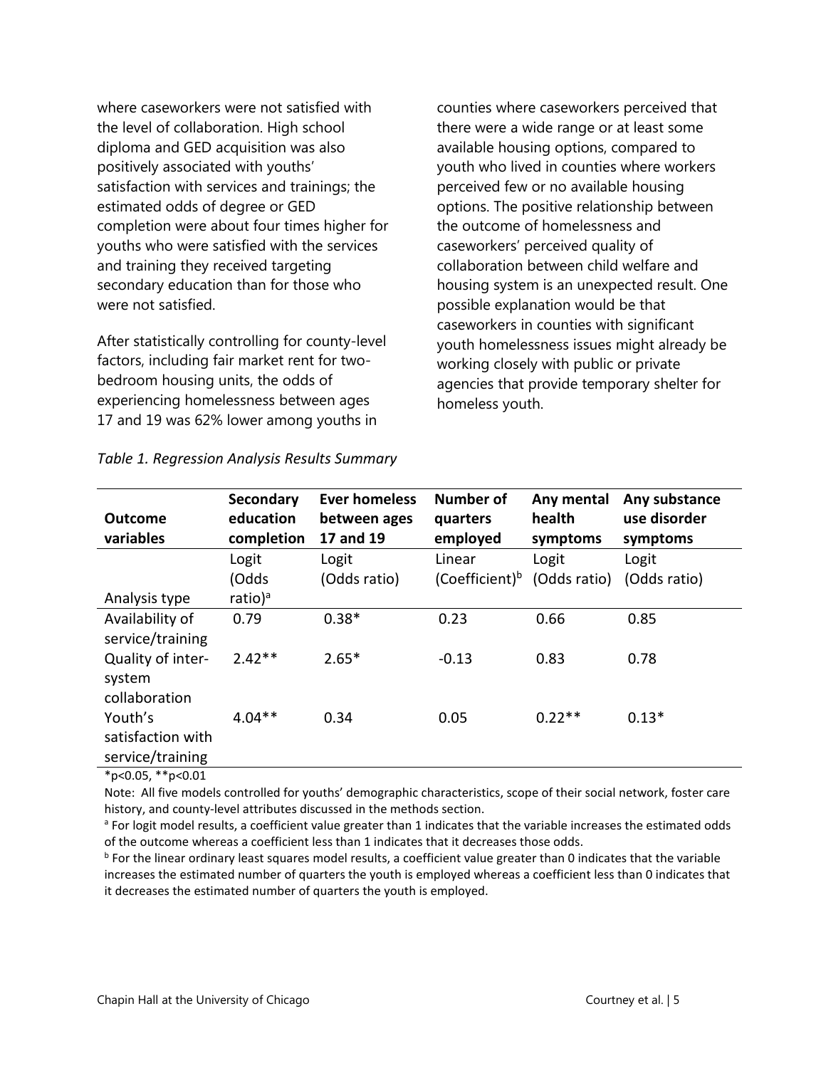where caseworkers were not satisfied with the level of collaboration. High school diploma and GED acquisition was also positively associated with youths' satisfaction with services and trainings; the estimated odds of degree or GED completion were about four times higher for youths who were satisfied with the services and training they received targeting secondary education than for those who were not satisfied.

After statistically controlling for county-level factors, including fair market rent for two-bedroom housing units, the odds of experiencing homelessness between ages 17 and 19 was 62% lower among youths in counties where caseworkers perceived that there were a wide range or at least some available housing options, compared to youth who lived in counties where workers perceived few or no available housing options. The positive relationship between the outcome of homelessness and caseworkers' perceived quality of collaboration between child welfare and housing system is an unexpected result. One possible explanation would be that caseworkers in counties with significant youth homelessness issues might already be working closely with public or private agencies that provide temporary shelter for homeless youth.

*Table 1. Regression Analysis Results Summary*

| **Outcome variables** | **Secondary education completion** | **Ever homeless between ages 17 and 19** | **Number of quarters employed** | **Any mental health symptoms** | **Any substance use disorder symptoms** |
|---|---|---|---|---|---|
| Analysis type | Logit (Odds ratio)[a] | Logit (Odds ratio) | Linear (Coefficient)[b] | Logit (Odds ratio) | Logit (Odds ratio) |
| Availability of service/training | 0.79 | 0.38* | 0.23 | 0.66 | 0.85 |
| Quality of inter-system collaboration | 2.42** | 2.65* | -0.13 | 0.83 | 0.78 |
| Youth's satisfaction with service/training | 4.04** | 0.34 | 0.05 | 0.22** | 0.13* |

*p<0.05, **p<0.01

Note: All five models controlled for youths' demographic characteristics, scope of their social network, foster care history, and county-level attributes discussed in the methods section.

[a] For logit model results, a coefficient value greater than 1 indicates that the variable increases the estimated odds of the outcome whereas a coefficient less than 1 indicates that it decreases those odds.

[b] For the linear ordinary least squares model results, a coefficient value greater than 0 indicates that the variable increases the estimated number of quarters the youth is employed whereas a coefficient less than 0 indicates that it decreases the estimated number of quarters the youth is employed.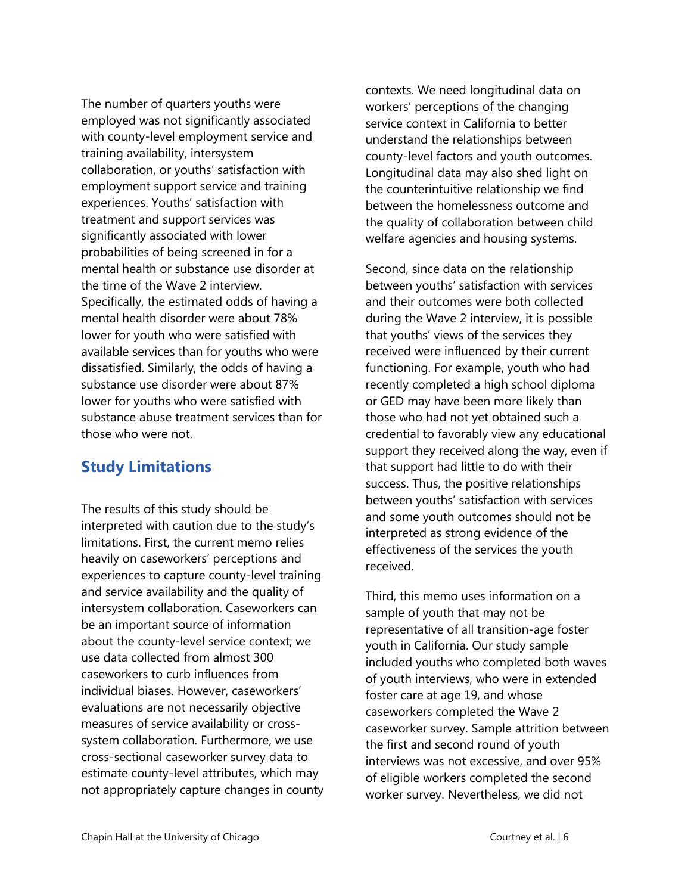The number of quarters youths were employed was not significantly associated with county-level employment service and training availability, intersystem collaboration, or youths' satisfaction with employment support service and training experiences. Youths' satisfaction with treatment and support services was significantly associated with lower probabilities of being screened in for a mental health or substance use disorder at the time of the Wave 2 interview. Specifically, the estimated odds of having a mental health disorder were about 78% lower for youth who were satisfied with available services than for youths who were dissatisfied. Similarly, the odds of having a substance use disorder were about 87% lower for youths who were satisfied with substance abuse treatment services than for those who were not.

## Study Limitations

The results of this study should be interpreted with caution due to the study's limitations. First, the current memo relies heavily on caseworkers' perceptions and experiences to capture county-level training and service availability and the quality of intersystem collaboration. Caseworkers can be an important source of information about the county-level service context; we use data collected from almost 300 caseworkers to curb influences from individual biases. However, caseworkers' evaluations are not necessarily objective measures of service availability or cross-system collaboration. Furthermore, we use cross-sectional caseworker survey data to estimate county-level attributes, which may not appropriately capture changes in county contexts. We need longitudinal data on workers' perceptions of the changing service context in California to better understand the relationships between county-level factors and youth outcomes. Longitudinal data may also shed light on the counterintuitive relationship we find between the homelessness outcome and the quality of collaboration between child welfare agencies and housing systems.

Second, since data on the relationship between youths' satisfaction with services and their outcomes were both collected during the Wave 2 interview, it is possible that youths' views of the services they received were influenced by their current functioning. For example, youth who had recently completed a high school diploma or GED may have been more likely than those who had not yet obtained such a credential to favorably view any educational support they received along the way, even if that support had little to do with their success. Thus, the positive relationships between youths' satisfaction with services and some youth outcomes should not be interpreted as strong evidence of the effectiveness of the services the youth received.

Third, this memo uses information on a sample of youth that may not be representative of all transition-age foster youth in California. Our study sample included youths who completed both waves of youth interviews, who were in extended foster care at age 19, and whose caseworkers completed the Wave 2 caseworker survey. Sample attrition between the first and second round of youth interviews was not excessive, and over 95% of eligible workers completed the second worker survey. Nevertheless, we did not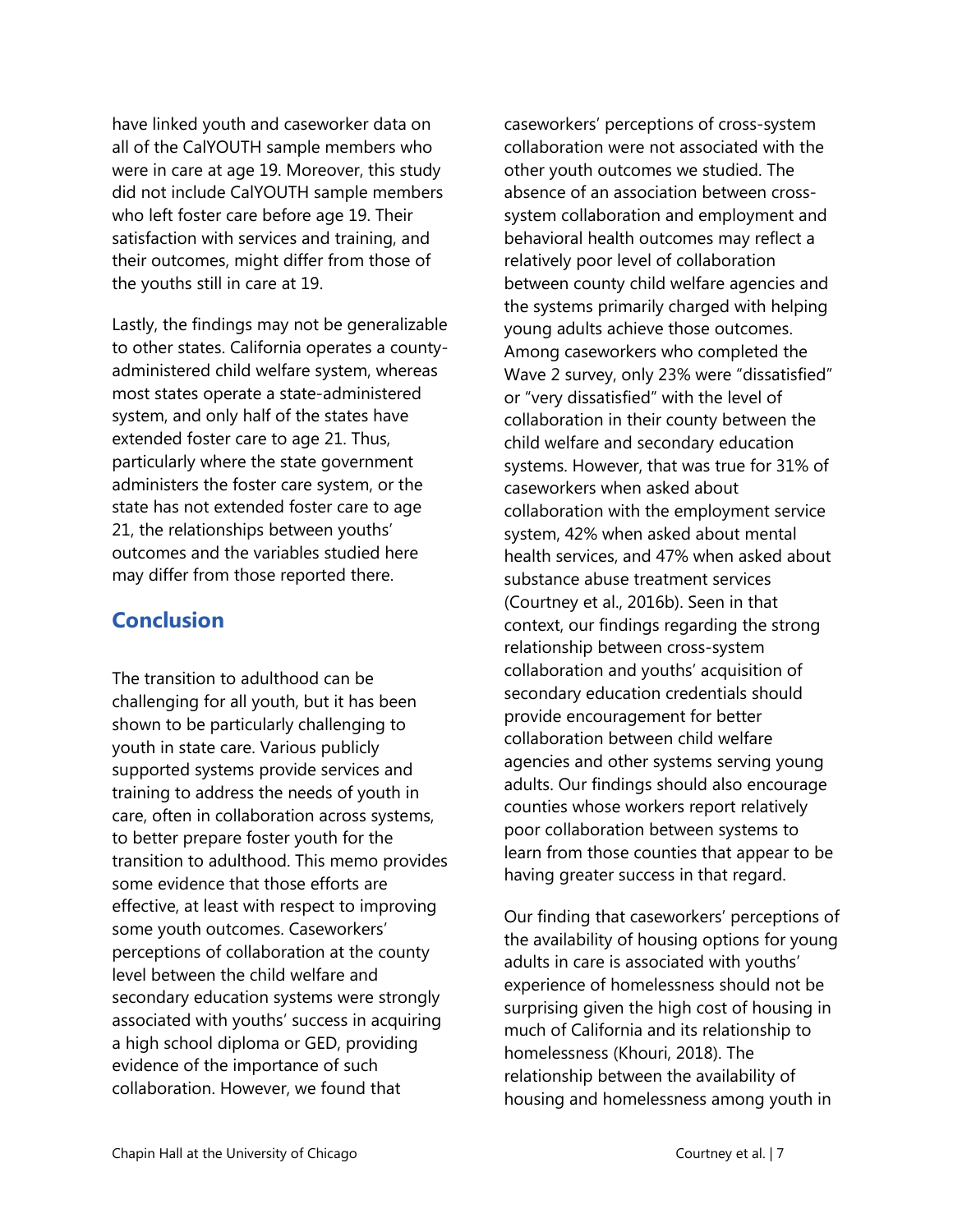have linked youth and caseworker data on all of the CalYOUTH sample members who were in care at age 19. Moreover, this study did not include CalYOUTH sample members who left foster care before age 19. Their satisfaction with services and training, and their outcomes, might differ from those of the youths still in care at 19.

Lastly, the findings may not be generalizable to other states. California operates a county-administered child welfare system, whereas most states operate a state-administered system, and only half of the states have extended foster care to age 21. Thus, particularly where the state government administers the foster care system, or the state has not extended foster care to age 21, the relationships between youths' outcomes and the variables studied here may differ from those reported there.

## Conclusion

The transition to adulthood can be challenging for all youth, but it has been shown to be particularly challenging to youth in state care. Various publicly supported systems provide services and training to address the needs of youth in care, often in collaboration across systems, to better prepare foster youth for the transition to adulthood. This memo provides some evidence that those efforts are effective, at least with respect to improving some youth outcomes. Caseworkers' perceptions of collaboration at the county level between the child welfare and secondary education systems were strongly associated with youths' success in acquiring a high school diploma or GED, providing evidence of the importance of such collaboration. However, we found that caseworkers' perceptions of cross-system collaboration were not associated with the other youth outcomes we studied. The absence of an association between cross-system collaboration and employment and behavioral health outcomes may reflect a relatively poor level of collaboration between county child welfare agencies and the systems primarily charged with helping young adults achieve those outcomes. Among caseworkers who completed the Wave 2 survey, only 23% were "dissatisfied" or "very dissatisfied" with the level of collaboration in their county between the child welfare and secondary education systems. However, that was true for 31% of caseworkers when asked about collaboration with the employment service system, 42% when asked about mental health services, and 47% when asked about substance abuse treatment services (Courtney et al., 2016b). Seen in that context, our findings regarding the strong relationship between cross-system collaboration and youths' acquisition of secondary education credentials should provide encouragement for better collaboration between child welfare agencies and other systems serving young adults. Our findings should also encourage counties whose workers report relatively poor collaboration between systems to learn from those counties that appear to be having greater success in that regard.

Our finding that caseworkers' perceptions of the availability of housing options for young adults in care is associated with youths' experience of homelessness should not be surprising given the high cost of housing in much of California and its relationship to homelessness (Khouri, 2018). The relationship between the availability of housing and homelessness among youth in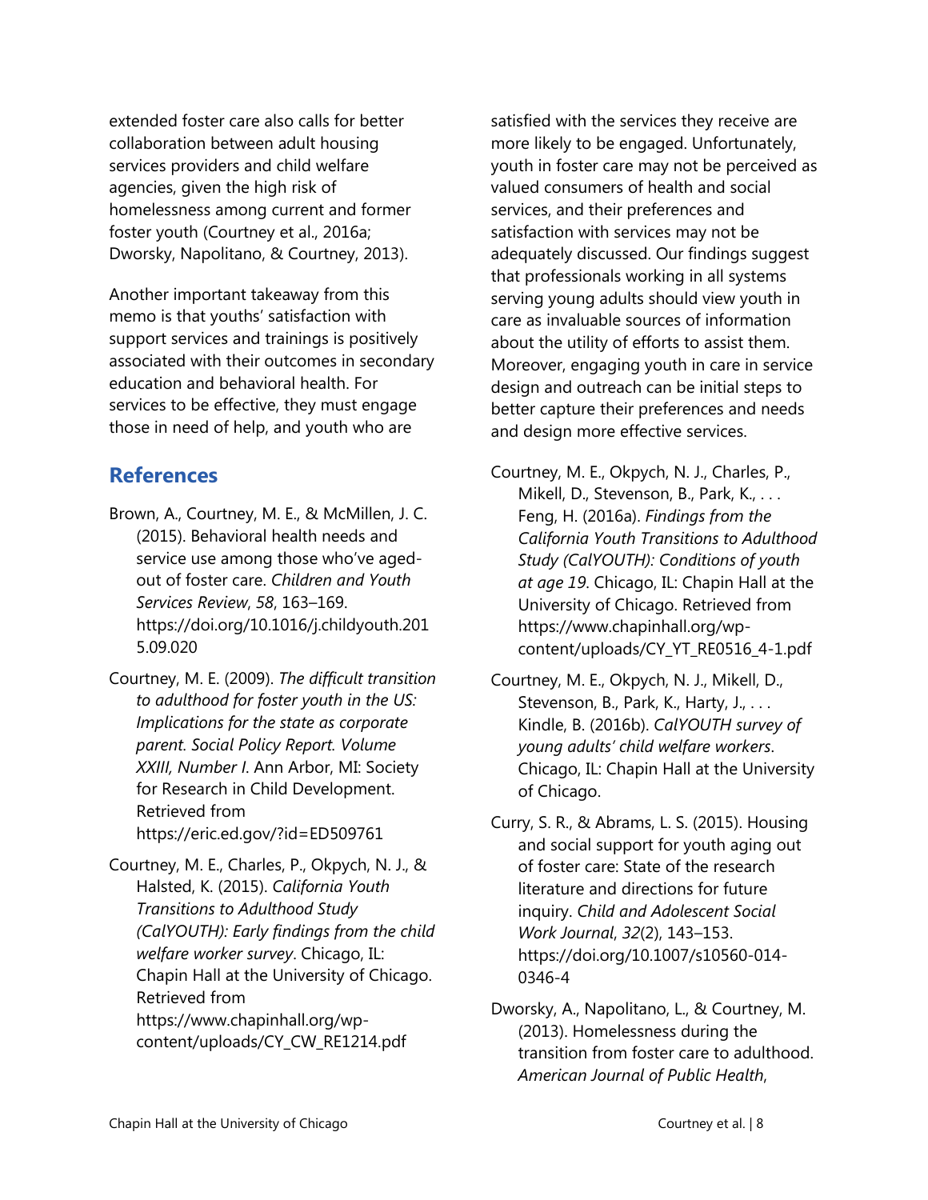extended foster care also calls for better collaboration between adult housing services providers and child welfare agencies, given the high risk of homelessness among current and former foster youth (Courtney et al., 2016a; Dworsky, Napolitano, & Courtney, 2013).

Another important takeaway from this memo is that youths' satisfaction with support services and trainings is positively associated with their outcomes in secondary education and behavioral health. For services to be effective, they must engage those in need of help, and youth who are satisfied with the services they receive are more likely to be engaged. Unfortunately, youth in foster care may not be perceived as valued consumers of health and social services, and their preferences and satisfaction with services may not be adequately discussed. Our findings suggest that professionals working in all systems serving young adults should view youth in care as invaluable sources of information about the utility of efforts to assist them. Moreover, engaging youth in care in service design and outreach can be initial steps to better capture their preferences and needs and design more effective services.

## References

Brown, A., Courtney, M. E., & McMillen, J. C. (2015). Behavioral health needs and service use among those who've aged-out of foster care. *Children and Youth Services Review*, *58*, 163–169. https://doi.org/10.1016/j.childyouth.2015.09.020

Courtney, M. E. (2009). *The difficult transition to adulthood for foster youth in the US: Implications for the state as corporate parent. Social Policy Report. Volume XXIII, Number I*. Ann Arbor, MI: Society for Research in Child Development. Retrieved from https://eric.ed.gov/?id=ED509761

Courtney, M. E., Charles, P., Okpych, N. J., & Halsted, K. (2015). *California Youth Transitions to Adulthood Study (CalYOUTH): Early findings from the child welfare worker survey*. Chicago, IL: Chapin Hall at the University of Chicago. Retrieved from https://www.chapinhall.org/wp-content/uploads/CY_CW_RE1214.pdf

Courtney, M. E., Okpych, N. J., Charles, P., Mikell, D., Stevenson, B., Park, K., . . . Feng, H. (2016a). *Findings from the California Youth Transitions to Adulthood Study (CalYOUTH): Conditions of youth at age 19*. Chicago, IL: Chapin Hall at the University of Chicago. Retrieved from https://www.chapinhall.org/wp-content/uploads/CY_YT_RE0516_4-1.pdf

Courtney, M. E., Okpych, N. J., Mikell, D., Stevenson, B., Park, K., Harty, J., . . . Kindle, B. (2016b). *CalYOUTH survey of young adults' child welfare workers*. Chicago, IL: Chapin Hall at the University of Chicago.

Curry, S. R., & Abrams, L. S. (2015). Housing and social support for youth aging out of foster care: State of the research literature and directions for future inquiry. *Child and Adolescent Social Work Journal*, *32*(2), 143–153. https://doi.org/10.1007/s10560-014-0346-4

Dworsky, A., Napolitano, L., & Courtney, M. (2013). Homelessness during the transition from foster care to adulthood. *American Journal of Public Health*,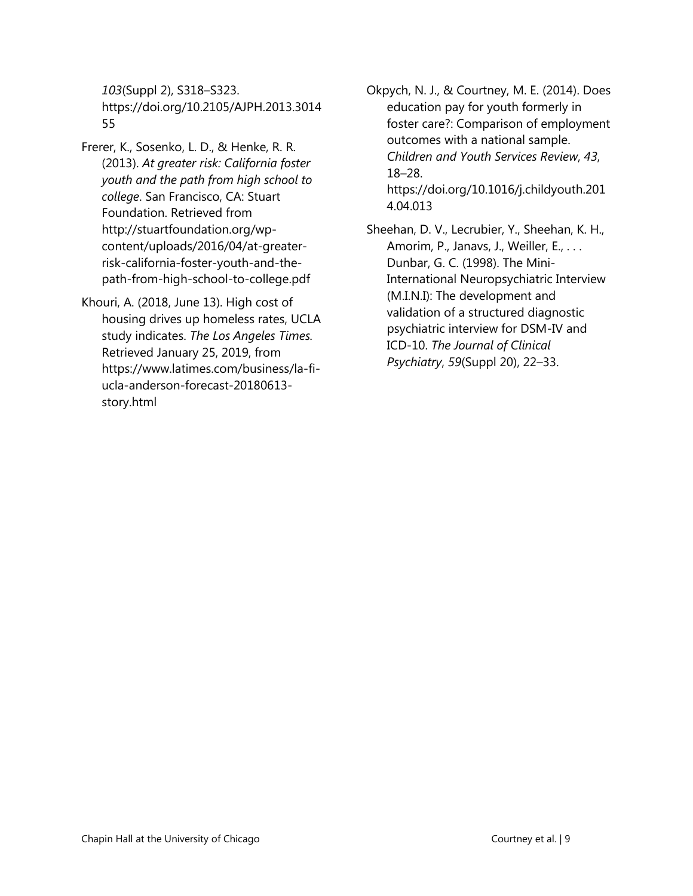*103*(Suppl 2), S318–S323. https://doi.org/10.2105/AJPH.2013.301455

Frerer, K., Sosenko, L. D., & Henke, R. R. (2013). *At greater risk: California foster youth and the path from high school to college*. San Francisco, CA: Stuart Foundation. Retrieved from http://stuartfoundation.org/wp-content/uploads/2016/04/at-greater-risk-california-foster-youth-and-the-path-from-high-school-to-college.pdf

Khouri, A. (2018, June 13). High cost of housing drives up homeless rates, UCLA study indicates. *The Los Angeles Times.* Retrieved January 25, 2019, from https://www.latimes.com/business/la-fi-ucla-anderson-forecast-20180613-story.html

Okpych, N. J., & Courtney, M. E. (2014). Does education pay for youth formerly in foster care?: Comparison of employment outcomes with a national sample. *Children and Youth Services Review*, *43*, 18–28. https://doi.org/10.1016/j.childyouth.2014.04.013

Sheehan, D. V., Lecrubier, Y., Sheehan, K. H., Amorim, P., Janavs, J., Weiller, E., . . . Dunbar, G. C. (1998). The Mini-International Neuropsychiatric Interview (M.I.N.I): The development and validation of a structured diagnostic psychiatric interview for DSM-IV and ICD-10. *The Journal of Clinical Psychiatry*, *59*(Suppl 20), 22–33.